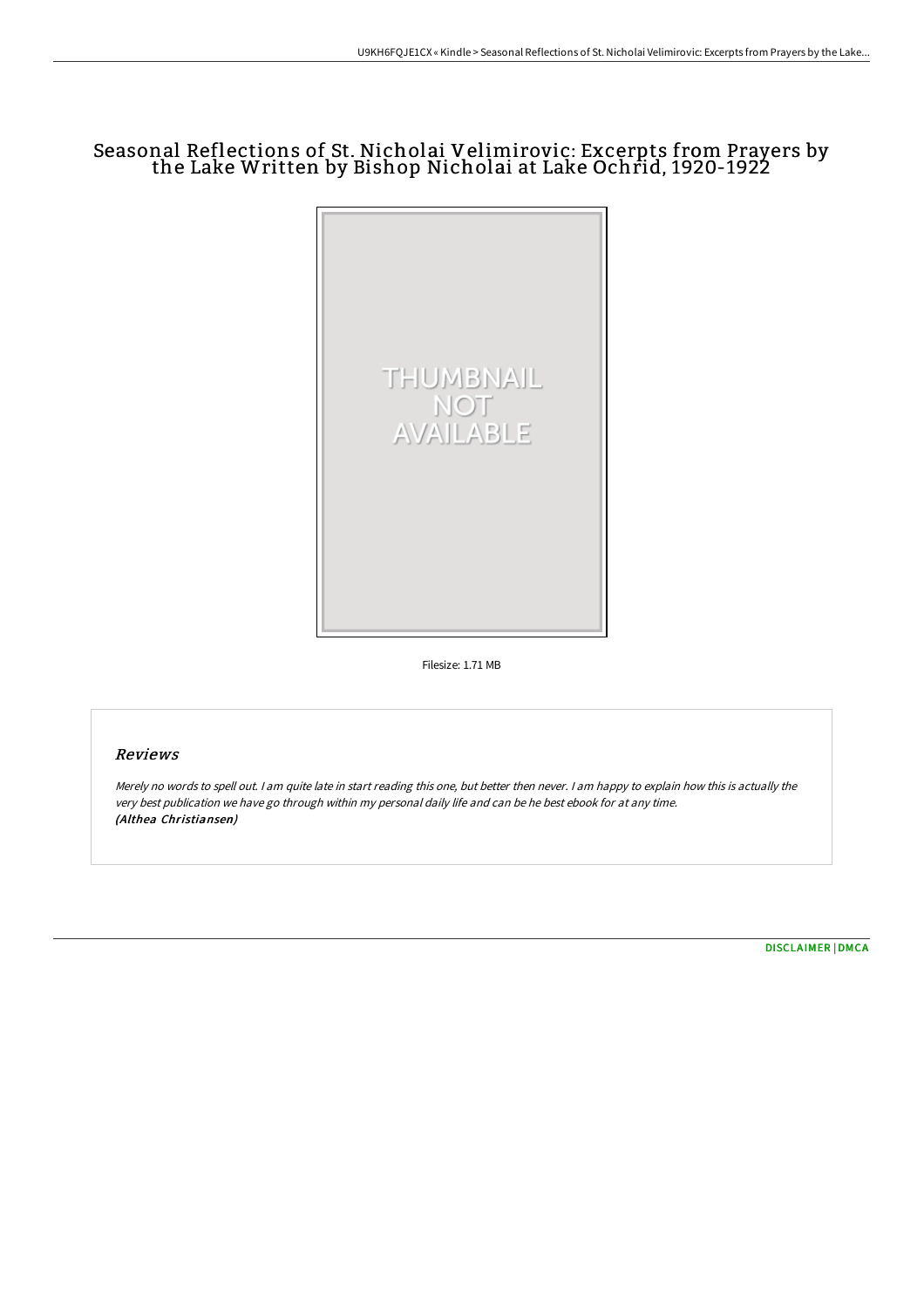# Seasonal Reflections of St. Nicholai Velimirovic: Excerpts from Prayers by the Lake Written by Bishop Nicholai at Lake Ochrid, 1920-1922

Filesize: 1.71 MB

## Reviews

*Merely no words to spell out. I am quite late in start reading this one, but better then never. I am happy to explain how this is actually the very best publication we have go through within my personal daily life and can be he best ebook for at any time.*
*(Althea Christiansen)*

DISCLAIMER | DMCA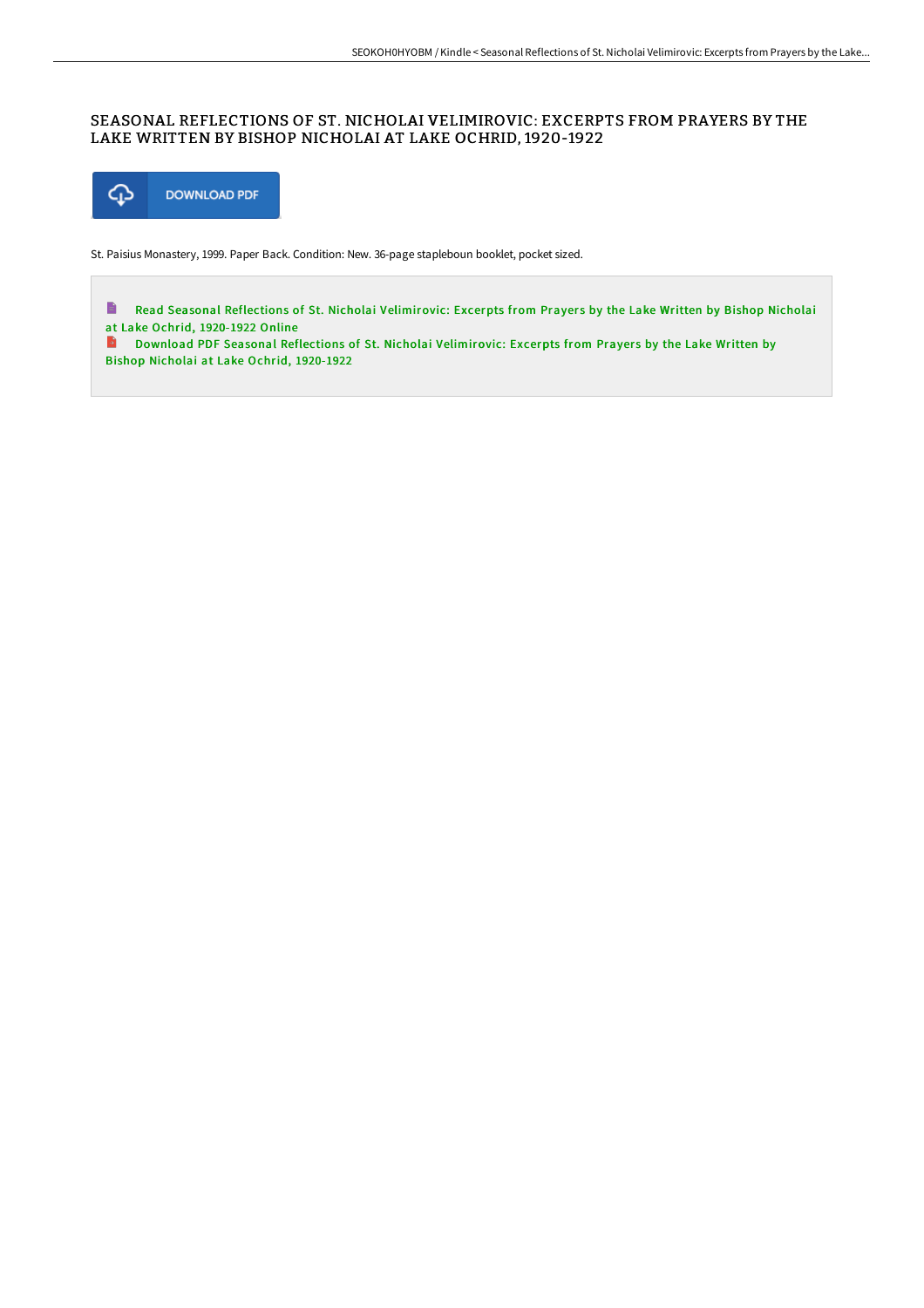# SEASONAL REFLECTIONS OF ST. NICHOLAI VELIMIROVIC: EXCERPTS FROM PRAYERS BY THE LAKE WRITTEN BY BISHOP NICHOLAI AT LAKE OCHRID, 1920-1922

DOWNLOAD PDF

St. Paisius Monastery, 1999. Paper Back. Condition: New. 36-page stapleboun booklet, pocket sized.

Read Seasonal Reflections of St. Nicholai Velimirovic: Excerpts from Prayers by the Lake Written by Bishop Nicholai at Lake Ochrid, 1920-1922 Online

Download PDF Seasonal Reflections of St. Nicholai Velimirovic: Excerpts from Prayers by the Lake Written by Bishop Nicholai at Lake Ochrid, 1920-1922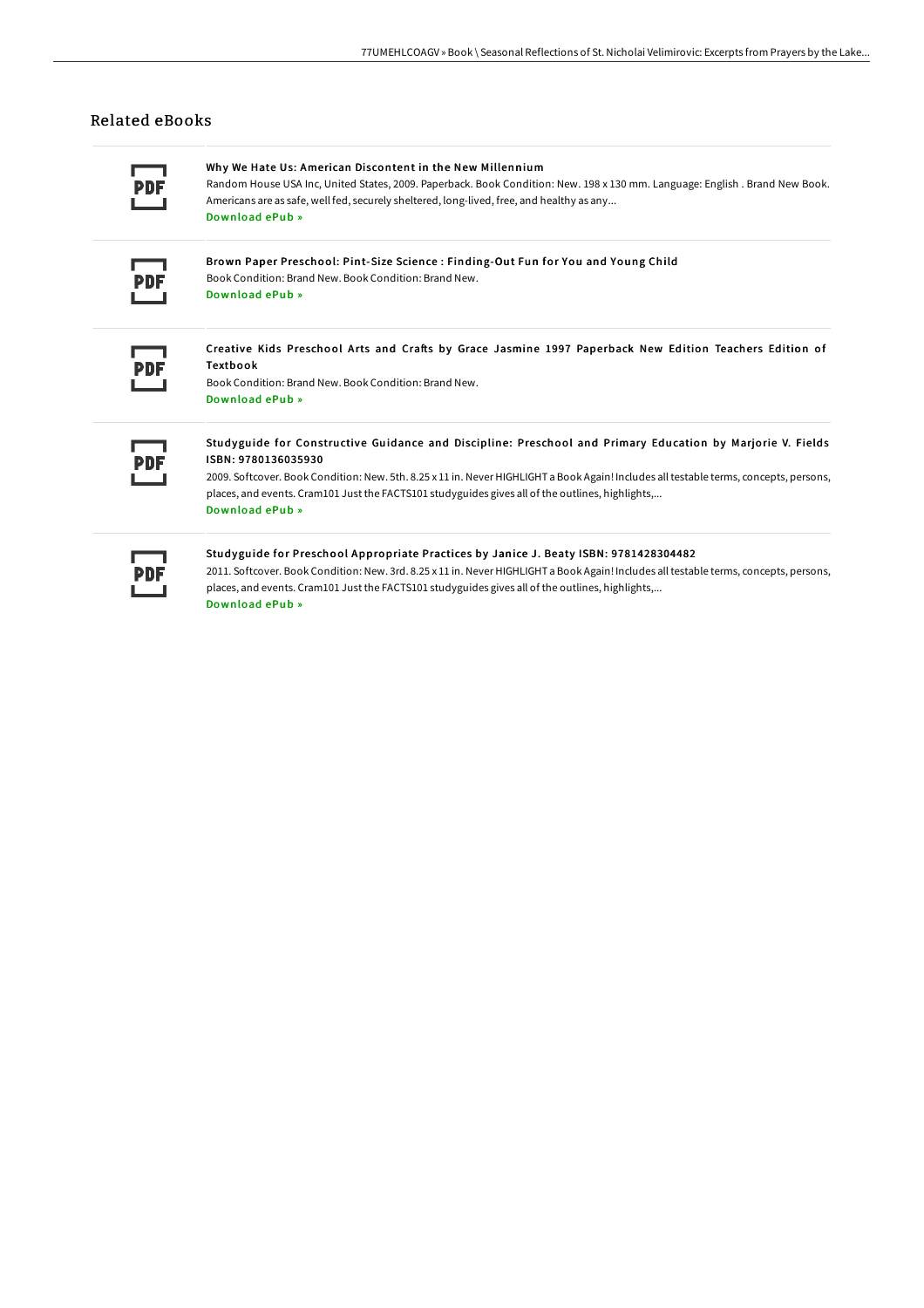## Related eBooks

**Why We Hate Us: American Discontent in the New Millennium**

Random House USA Inc, United States, 2009. Paperback. Book Condition: New. 198 x 130 mm. Language: English . Brand New Book. Americans are as safe, well fed, securely sheltered, long-lived, free, and healthy as any...

Download ePub »

**Brown Paper Preschool: Pint-Size Science : Finding-Out Fun for You and Young Child**

Book Condition: Brand New. Book Condition: Brand New.

Download ePub »

**Creative Kids Preschool Arts and Crafts by Grace Jasmine 1997 Paperback New Edition Teachers Edition of Textbook**

Book Condition: Brand New. Book Condition: Brand New.

Download ePub »

**Studyguide for Constructive Guidance and Discipline: Preschool and Primary Education by Marjorie V. Fields ISBN: 9780136035930**

2009. Softcover. Book Condition: New. 5th. 8.25 x 11 in. Never HIGHLIGHT a Book Again! Includes all testable terms, concepts, persons, places, and events. Cram101 Just the FACTS101 studyguides gives all of the outlines, highlights,...

Download ePub »

**Studyguide for Preschool Appropriate Practices by Janice J. Beaty ISBN: 9781428304482**

2011. Softcover. Book Condition: New. 3rd. 8.25 x 11 in. Never HIGHLIGHT a Book Again! Includes all testable terms, concepts, persons, places, and events. Cram101 Just the FACTS101 studyguides gives all of the outlines, highlights,...

Download ePub »